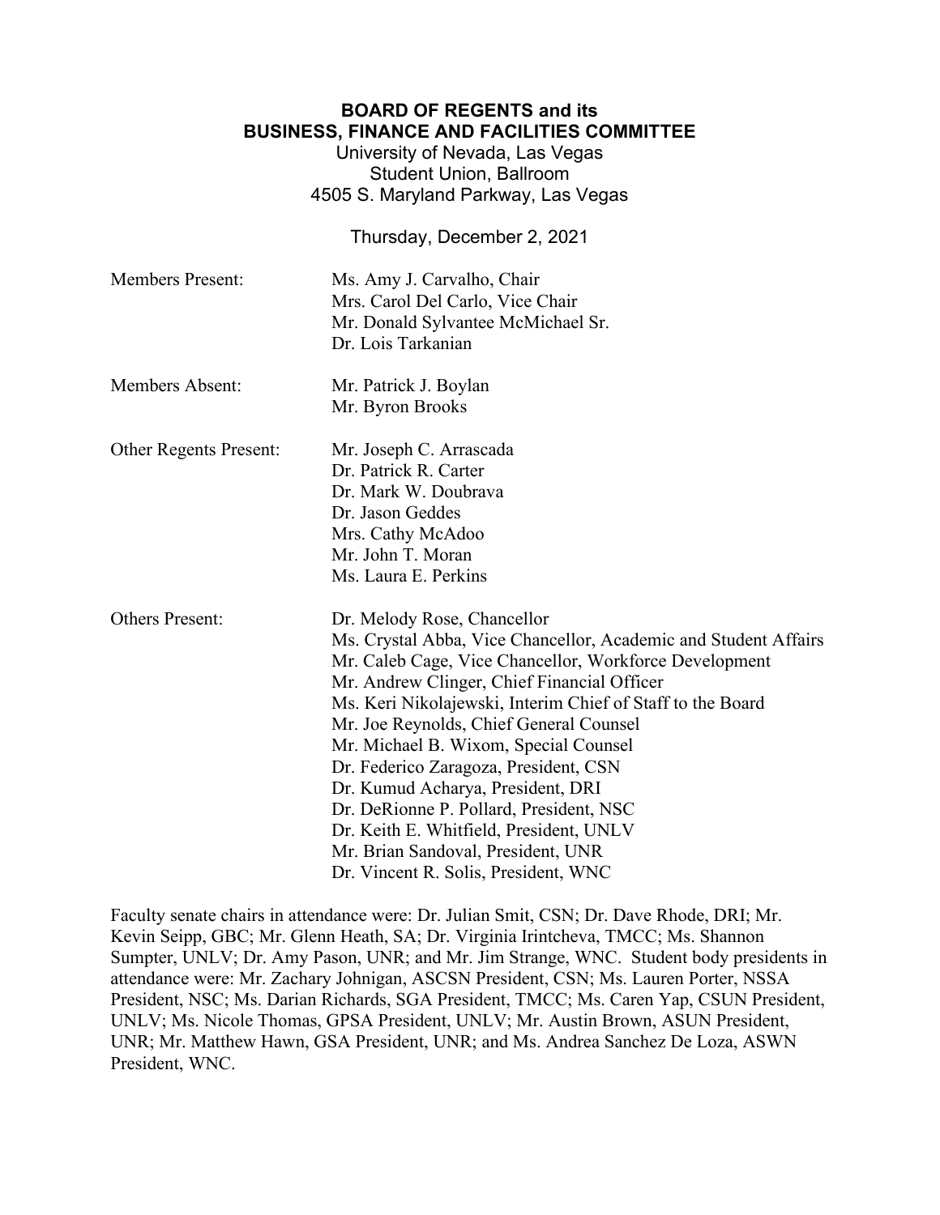**BOARD OF REGENTS and its**
**BUSINESS, FINANCE AND FACILITIES COMMITTEE**

University of Nevada, Las Vegas
Student Union, Ballroom
4505 S. Maryland Parkway, Las Vegas

Thursday, December 2, 2021

Members Present: Ms. Amy J. Carvalho, Chair
Mrs. Carol Del Carlo, Vice Chair
Mr. Donald Sylvantee McMichael Sr.
Dr. Lois Tarkanian

Members Absent: Mr. Patrick J. Boylan
Mr. Byron Brooks

Other Regents Present: Mr. Joseph C. Arrascada
Dr. Patrick R. Carter
Dr. Mark W. Doubrava
Dr. Jason Geddes
Mrs. Cathy McAdoo
Mr. John T. Moran
Ms. Laura E. Perkins

Others Present: Dr. Melody Rose, Chancellor
Ms. Crystal Abba, Vice Chancellor, Academic and Student Affairs
Mr. Caleb Cage, Vice Chancellor, Workforce Development
Mr. Andrew Clinger, Chief Financial Officer
Ms. Keri Nikolajewski, Interim Chief of Staff to the Board
Mr. Joe Reynolds, Chief General Counsel
Mr. Michael B. Wixom, Special Counsel
Dr. Federico Zaragoza, President, CSN
Dr. Kumud Acharya, President, DRI
Dr. DeRionne P. Pollard, President, NSC
Dr. Keith E. Whitfield, President, UNLV
Mr. Brian Sandoval, President, UNR
Dr. Vincent R. Solis, President, WNC

Faculty senate chairs in attendance were: Dr. Julian Smit, CSN; Dr. Dave Rhode, DRI; Mr. Kevin Seipp, GBC; Mr. Glenn Heath, SA; Dr. Virginia Irintcheva, TMCC; Ms. Shannon Sumpter, UNLV; Dr. Amy Pason, UNR; and Mr. Jim Strange, WNC. Student body presidents in attendance were: Mr. Zachary Johnigan, ASCSN President, CSN; Ms. Lauren Porter, NSSA President, NSC; Ms. Darian Richards, SGA President, TMCC; Ms. Caren Yap, CSUN President, UNLV; Ms. Nicole Thomas, GPSA President, UNLV; Mr. Austin Brown, ASUN President, UNR; Mr. Matthew Hawn, GSA President, UNR; and Ms. Andrea Sanchez De Loza, ASWN President, WNC.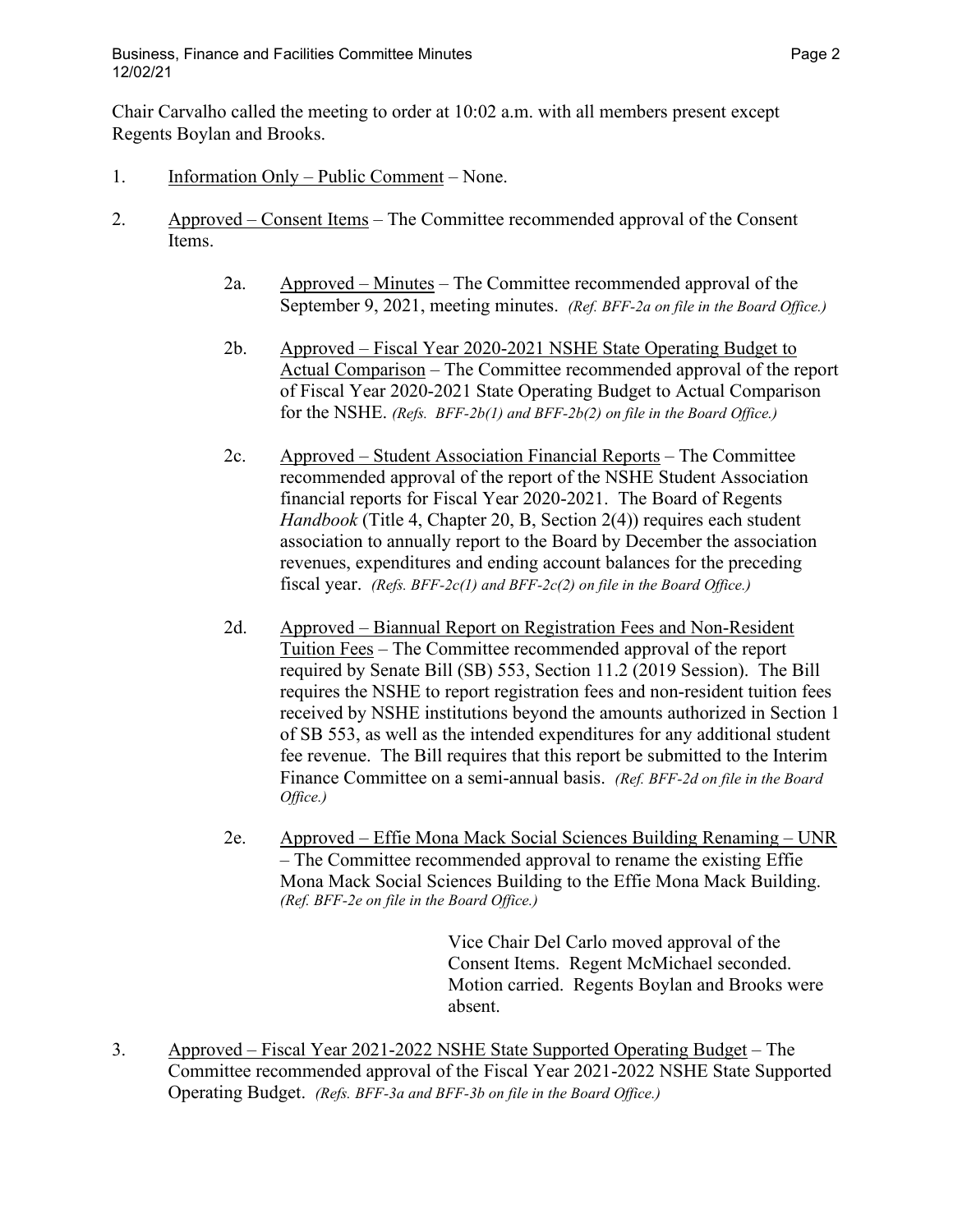Chair Carvalho called the meeting to order at 10:02 a.m. with all members present except Regents Boylan and Brooks.

1. Information Only – Public Comment – None.

2. Approved – Consent Items – The Committee recommended approval of the Consent Items.

   2a. Approved – Minutes – The Committee recommended approval of the September 9, 2021, meeting minutes. *(Ref. BFF-2a on file in the Board Office.)*

   2b. Approved – Fiscal Year 2020-2021 NSHE State Operating Budget to Actual Comparison – The Committee recommended approval of the report of Fiscal Year 2020-2021 State Operating Budget to Actual Comparison for the NSHE. *(Refs. BFF-2b(1) and BFF-2b(2) on file in the Board Office.)*

   2c. Approved – Student Association Financial Reports – The Committee recommended approval of the report of the NSHE Student Association financial reports for Fiscal Year 2020-2021. The Board of Regents *Handbook* (Title 4, Chapter 20, B, Section 2(4)) requires each student association to annually report to the Board by December the association revenues, expenditures and ending account balances for the preceding fiscal year. *(Refs. BFF-2c(1) and BFF-2c(2) on file in the Board Office.)*

   2d. Approved – Biannual Report on Registration Fees and Non-Resident Tuition Fees – The Committee recommended approval of the report required by Senate Bill (SB) 553, Section 11.2 (2019 Session). The Bill requires the NSHE to report registration fees and non-resident tuition fees received by NSHE institutions beyond the amounts authorized in Section 1 of SB 553, as well as the intended expenditures for any additional student fee revenue. The Bill requires that this report be submitted to the Interim Finance Committee on a semi-annual basis. *(Ref. BFF-2d on file in the Board Office.)*

   2e. Approved – Effie Mona Mack Social Sciences Building Renaming – UNR – The Committee recommended approval to rename the existing Effie Mona Mack Social Sciences Building to the Effie Mona Mack Building. *(Ref. BFF-2e on file in the Board Office.)*

   Vice Chair Del Carlo moved approval of the Consent Items. Regent McMichael seconded. Motion carried. Regents Boylan and Brooks were absent.

3. Approved – Fiscal Year 2021-2022 NSHE State Supported Operating Budget – The Committee recommended approval of the Fiscal Year 2021-2022 NSHE State Supported Operating Budget. *(Refs. BFF-3a and BFF-3b on file in the Board Office.)*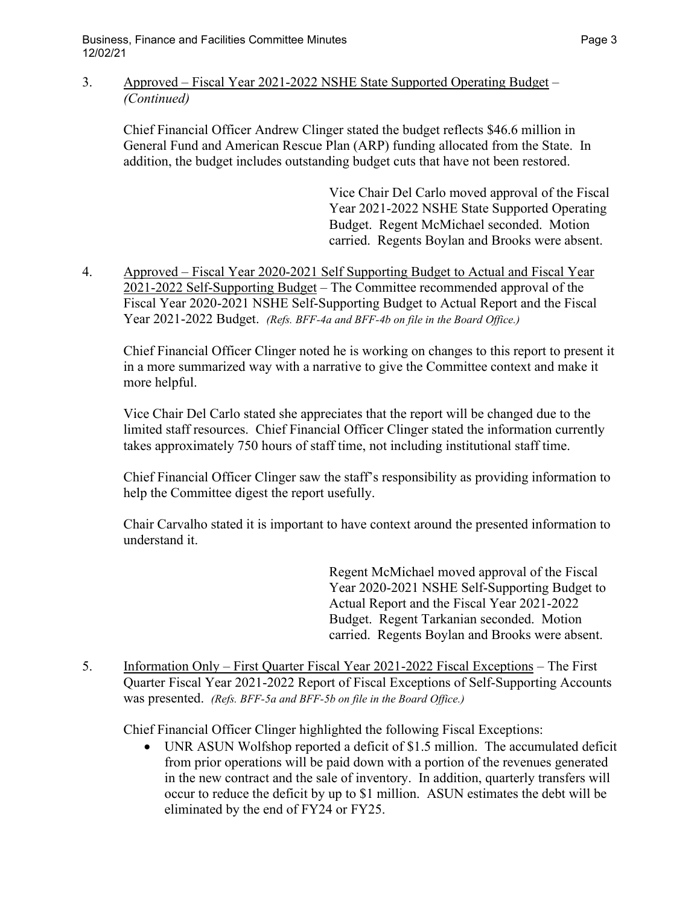3. Approved – Fiscal Year 2021-2022 NSHE State Supported Operating Budget – *(Continued)*

   Chief Financial Officer Andrew Clinger stated the budget reflects $46.6 million in General Fund and American Rescue Plan (ARP) funding allocated from the State. In addition, the budget includes outstanding budget cuts that have not been restored.

   > Vice Chair Del Carlo moved approval of the Fiscal Year 2021-2022 NSHE State Supported Operating Budget. Regent McMichael seconded. Motion carried. Regents Boylan and Brooks were absent.

4. Approved – Fiscal Year 2020-2021 Self Supporting Budget to Actual and Fiscal Year 2021-2022 Self-Supporting Budget – The Committee recommended approval of the Fiscal Year 2020-2021 NSHE Self-Supporting Budget to Actual Report and the Fiscal Year 2021-2022 Budget. *(Refs. BFF-4a and BFF-4b on file in the Board Office.)*

   Chief Financial Officer Clinger noted he is working on changes to this report to present it in a more summarized way with a narrative to give the Committee context and make it more helpful.

   Vice Chair Del Carlo stated she appreciates that the report will be changed due to the limited staff resources. Chief Financial Officer Clinger stated the information currently takes approximately 750 hours of staff time, not including institutional staff time.

   Chief Financial Officer Clinger saw the staff's responsibility as providing information to help the Committee digest the report usefully.

   Chair Carvalho stated it is important to have context around the presented information to understand it.

   > Regent McMichael moved approval of the Fiscal Year 2020-2021 NSHE Self-Supporting Budget to Actual Report and the Fiscal Year 2021-2022 Budget. Regent Tarkanian seconded. Motion carried. Regents Boylan and Brooks were absent.

5. Information Only – First Quarter Fiscal Year 2021-2022 Fiscal Exceptions – The First Quarter Fiscal Year 2021-2022 Report of Fiscal Exceptions of Self-Supporting Accounts was presented. *(Refs. BFF-5a and BFF-5b on file in the Board Office.)*

   Chief Financial Officer Clinger highlighted the following Fiscal Exceptions:

   - UNR ASUN Wolfshop reported a deficit of $1.5 million. The accumulated deficit from prior operations will be paid down with a portion of the revenues generated in the new contract and the sale of inventory. In addition, quarterly transfers will occur to reduce the deficit by up to $1 million. ASUN estimates the debt will be eliminated by the end of FY24 or FY25.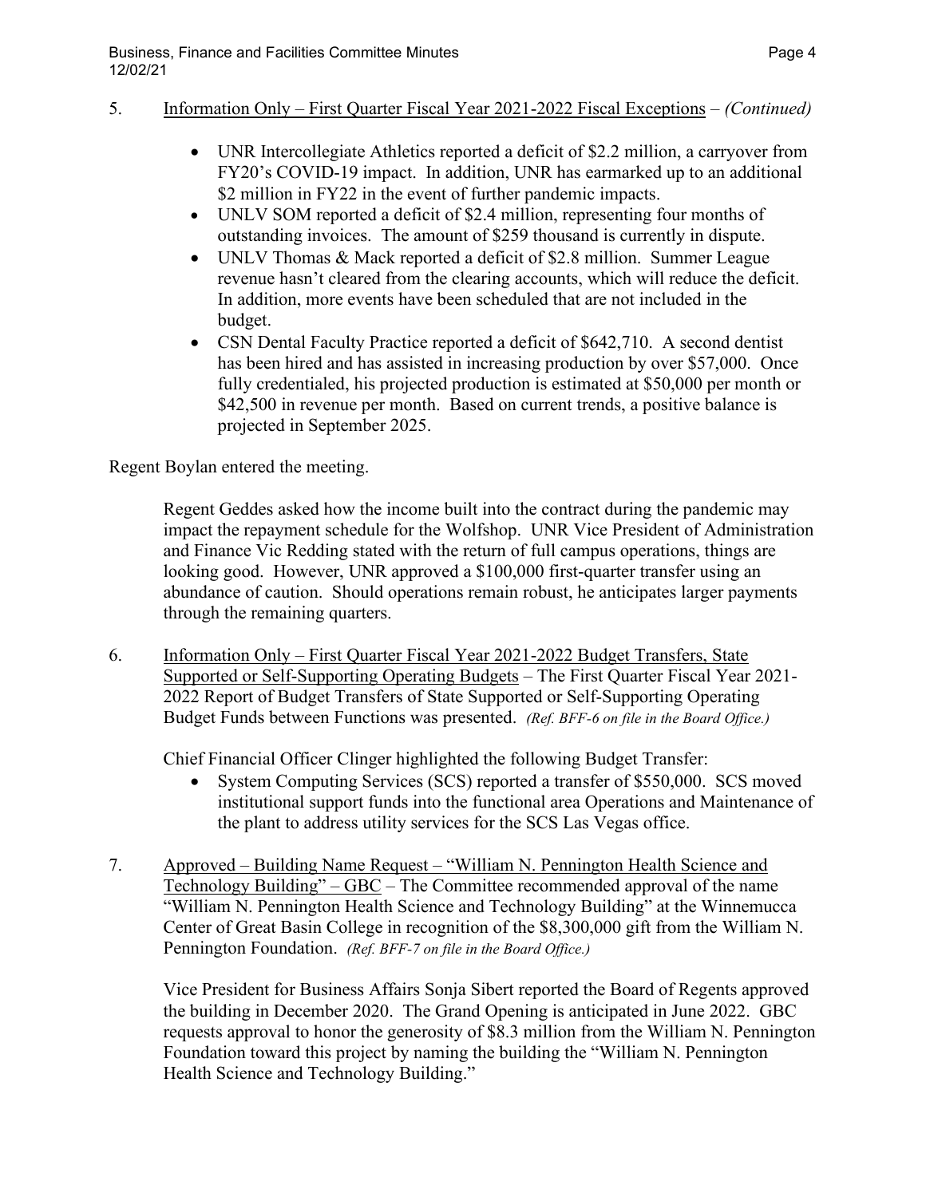5. Information Only – First Quarter Fiscal Year 2021-2022 Fiscal Exceptions – *(Continued)*

- UNR Intercollegiate Athletics reported a deficit of $2.2 million, a carryover from FY20's COVID-19 impact. In addition, UNR has earmarked up to an additional $2 million in FY22 in the event of further pandemic impacts.
- UNLV SOM reported a deficit of $2.4 million, representing four months of outstanding invoices. The amount of $259 thousand is currently in dispute.
- UNLV Thomas & Mack reported a deficit of $2.8 million. Summer League revenue hasn't cleared from the clearing accounts, which will reduce the deficit. In addition, more events have been scheduled that are not included in the budget.
- CSN Dental Faculty Practice reported a deficit of $642,710. A second dentist has been hired and has assisted in increasing production by over $57,000. Once fully credentialed, his projected production is estimated at $50,000 per month or $42,500 in revenue per month. Based on current trends, a positive balance is projected in September 2025.

Regent Boylan entered the meeting.

Regent Geddes asked how the income built into the contract during the pandemic may impact the repayment schedule for the Wolfshop. UNR Vice President of Administration and Finance Vic Redding stated with the return of full campus operations, things are looking good. However, UNR approved a $100,000 first-quarter transfer using an abundance of caution. Should operations remain robust, he anticipates larger payments through the remaining quarters.

6. Information Only – First Quarter Fiscal Year 2021-2022 Budget Transfers, State Supported or Self-Supporting Operating Budgets – The First Quarter Fiscal Year 2021-2022 Report of Budget Transfers of State Supported or Self-Supporting Operating Budget Funds between Functions was presented. *(Ref. BFF-6 on file in the Board Office.)*

Chief Financial Officer Clinger highlighted the following Budget Transfer:

- System Computing Services (SCS) reported a transfer of $550,000. SCS moved institutional support funds into the functional area Operations and Maintenance of the plant to address utility services for the SCS Las Vegas office.

7. Approved – Building Name Request – "William N. Pennington Health Science and Technology Building" – GBC – The Committee recommended approval of the name "William N. Pennington Health Science and Technology Building" at the Winnemucca Center of Great Basin College in recognition of the $8,300,000 gift from the William N. Pennington Foundation. *(Ref. BFF-7 on file in the Board Office.)*

Vice President for Business Affairs Sonja Sibert reported the Board of Regents approved the building in December 2020. The Grand Opening is anticipated in June 2022. GBC requests approval to honor the generosity of $8.3 million from the William N. Pennington Foundation toward this project by naming the building the "William N. Pennington Health Science and Technology Building."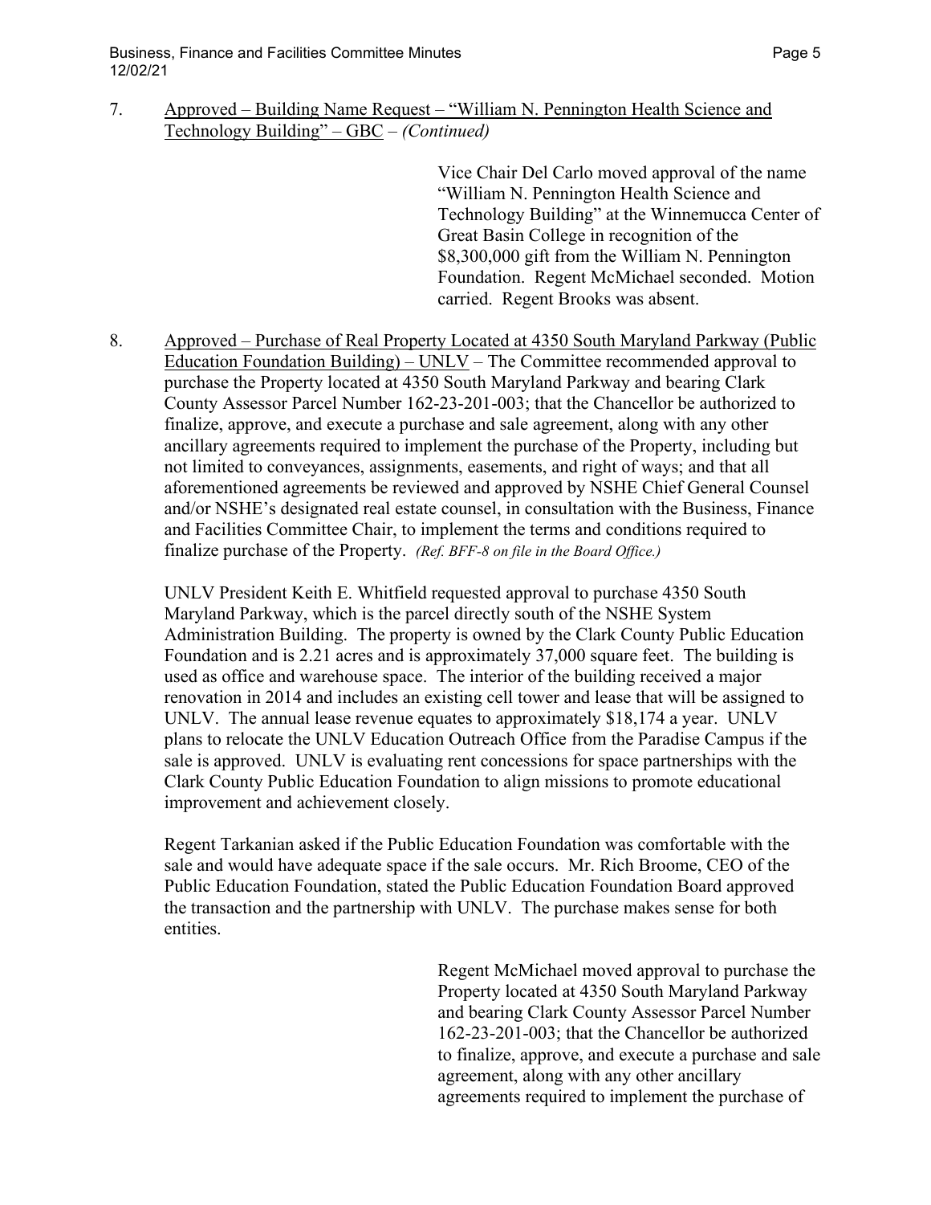7. Approved – Building Name Request – "William N. Pennington Health Science and Technology Building" – GBC – *(Continued)*

> Vice Chair Del Carlo moved approval of the name "William N. Pennington Health Science and Technology Building" at the Winnemucca Center of Great Basin College in recognition of the $8,300,000 gift from the William N. Pennington Foundation. Regent McMichael seconded. Motion carried. Regent Brooks was absent.

8. Approved – Purchase of Real Property Located at 4350 South Maryland Parkway (Public Education Foundation Building) – UNLV – The Committee recommended approval to purchase the Property located at 4350 South Maryland Parkway and bearing Clark County Assessor Parcel Number 162-23-201-003; that the Chancellor be authorized to finalize, approve, and execute a purchase and sale agreement, along with any other ancillary agreements required to implement the purchase of the Property, including but not limited to conveyances, assignments, easements, and right of ways; and that all aforementioned agreements be reviewed and approved by NSHE Chief General Counsel and/or NSHE's designated real estate counsel, in consultation with the Business, Finance and Facilities Committee Chair, to implement the terms and conditions required to finalize purchase of the Property. *(Ref. BFF-8 on file in the Board Office.)*

UNLV President Keith E. Whitfield requested approval to purchase 4350 South Maryland Parkway, which is the parcel directly south of the NSHE System Administration Building. The property is owned by the Clark County Public Education Foundation and is 2.21 acres and is approximately 37,000 square feet. The building is used as office and warehouse space. The interior of the building received a major renovation in 2014 and includes an existing cell tower and lease that will be assigned to UNLV. The annual lease revenue equates to approximately $18,174 a year. UNLV plans to relocate the UNLV Education Outreach Office from the Paradise Campus if the sale is approved. UNLV is evaluating rent concessions for space partnerships with the Clark County Public Education Foundation to align missions to promote educational improvement and achievement closely.

Regent Tarkanian asked if the Public Education Foundation was comfortable with the sale and would have adequate space if the sale occurs. Mr. Rich Broome, CEO of the Public Education Foundation, stated the Public Education Foundation Board approved the transaction and the partnership with UNLV. The purchase makes sense for both entities.

> Regent McMichael moved approval to purchase the Property located at 4350 South Maryland Parkway and bearing Clark County Assessor Parcel Number 162-23-201-003; that the Chancellor be authorized to finalize, approve, and execute a purchase and sale agreement, along with any other ancillary agreements required to implement the purchase of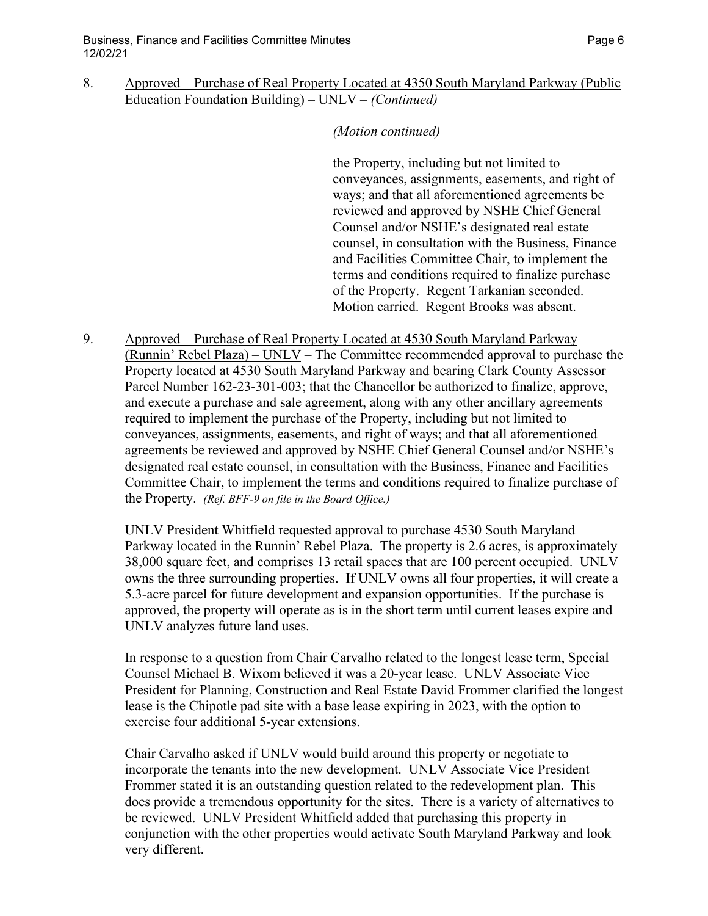8. Approved – Purchase of Real Property Located at 4350 South Maryland Parkway (Public Education Foundation Building) – UNLV – *(Continued)*

*(Motion continued)*

the Property, including but not limited to conveyances, assignments, easements, and right of ways; and that all aforementioned agreements be reviewed and approved by NSHE Chief General Counsel and/or NSHE's designated real estate counsel, in consultation with the Business, Finance and Facilities Committee Chair, to implement the terms and conditions required to finalize purchase of the Property. Regent Tarkanian seconded. Motion carried. Regent Brooks was absent.

9. Approved – Purchase of Real Property Located at 4530 South Maryland Parkway (Runnin' Rebel Plaza) – UNLV – The Committee recommended approval to purchase the Property located at 4530 South Maryland Parkway and bearing Clark County Assessor Parcel Number 162-23-301-003; that the Chancellor be authorized to finalize, approve, and execute a purchase and sale agreement, along with any other ancillary agreements required to implement the purchase of the Property, including but not limited to conveyances, assignments, easements, and right of ways; and that all aforementioned agreements be reviewed and approved by NSHE Chief General Counsel and/or NSHE's designated real estate counsel, in consultation with the Business, Finance and Facilities Committee Chair, to implement the terms and conditions required to finalize purchase of the Property. *(Ref. BFF-9 on file in the Board Office.)*

   UNLV President Whitfield requested approval to purchase 4530 South Maryland Parkway located in the Runnin' Rebel Plaza. The property is 2.6 acres, is approximately 38,000 square feet, and comprises 13 retail spaces that are 100 percent occupied. UNLV owns the three surrounding properties. If UNLV owns all four properties, it will create a 5.3-acre parcel for future development and expansion opportunities. If the purchase is approved, the property will operate as is in the short term until current leases expire and UNLV analyzes future land uses.

   In response to a question from Chair Carvalho related to the longest lease term, Special Counsel Michael B. Wixom believed it was a 20-year lease. UNLV Associate Vice President for Planning, Construction and Real Estate David Frommer clarified the longest lease is the Chipotle pad site with a base lease expiring in 2023, with the option to exercise four additional 5-year extensions.

   Chair Carvalho asked if UNLV would build around this property or negotiate to incorporate the tenants into the new development. UNLV Associate Vice President Frommer stated it is an outstanding question related to the redevelopment plan. This does provide a tremendous opportunity for the sites. There is a variety of alternatives to be reviewed. UNLV President Whitfield added that purchasing this property in conjunction with the other properties would activate South Maryland Parkway and look very different.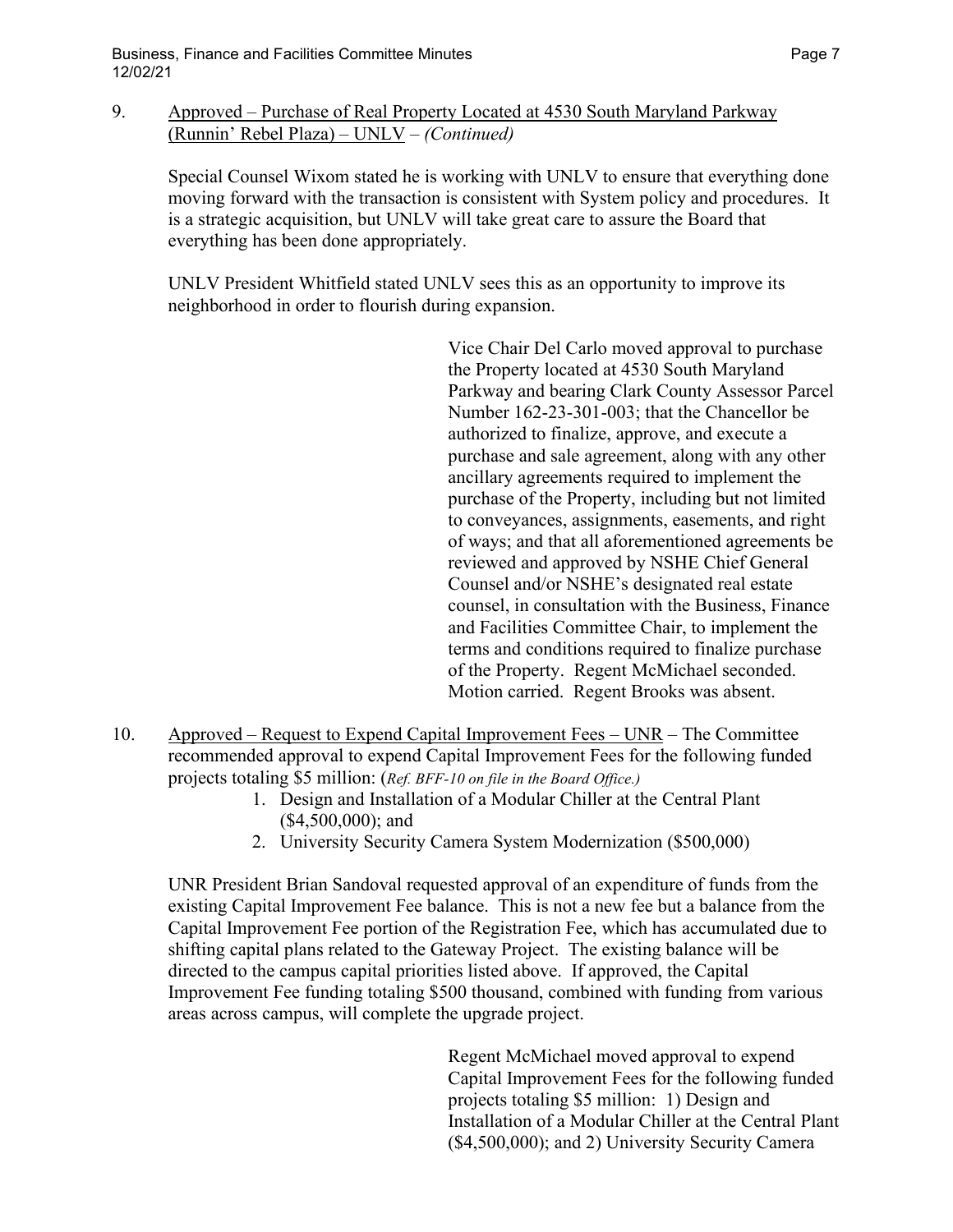9. Approved – Purchase of Real Property Located at 4530 South Maryland Parkway (Runnin' Rebel Plaza) – UNLV – *(Continued)*

Special Counsel Wixom stated he is working with UNLV to ensure that everything done moving forward with the transaction is consistent with System policy and procedures. It is a strategic acquisition, but UNLV will take great care to assure the Board that everything has been done appropriately.

UNLV President Whitfield stated UNLV sees this as an opportunity to improve its neighborhood in order to flourish during expansion.

> Vice Chair Del Carlo moved approval to purchase the Property located at 4530 South Maryland Parkway and bearing Clark County Assessor Parcel Number 162-23-301-003; that the Chancellor be authorized to finalize, approve, and execute a purchase and sale agreement, along with any other ancillary agreements required to implement the purchase of the Property, including but not limited to conveyances, assignments, easements, and right of ways; and that all aforementioned agreements be reviewed and approved by NSHE Chief General Counsel and/or NSHE's designated real estate counsel, in consultation with the Business, Finance and Facilities Committee Chair, to implement the terms and conditions required to finalize purchase of the Property. Regent McMichael seconded. Motion carried. Regent Brooks was absent.

10. Approved – Request to Expend Capital Improvement Fees – UNR – The Committee recommended approval to expend Capital Improvement Fees for the following funded projects totaling $5 million: (*Ref. BFF-10 on file in the Board Office.)*

    1. Design and Installation of a Modular Chiller at the Central Plant ($4,500,000); and
    2. University Security Camera System Modernization ($500,000)

UNR President Brian Sandoval requested approval of an expenditure of funds from the existing Capital Improvement Fee balance. This is not a new fee but a balance from the Capital Improvement Fee portion of the Registration Fee, which has accumulated due to shifting capital plans related to the Gateway Project. The existing balance will be directed to the campus capital priorities listed above. If approved, the Capital Improvement Fee funding totaling $500 thousand, combined with funding from various areas across campus, will complete the upgrade project.

> Regent McMichael moved approval to expend Capital Improvement Fees for the following funded projects totaling $5 million: 1) Design and Installation of a Modular Chiller at the Central Plant ($4,500,000); and 2) University Security Camera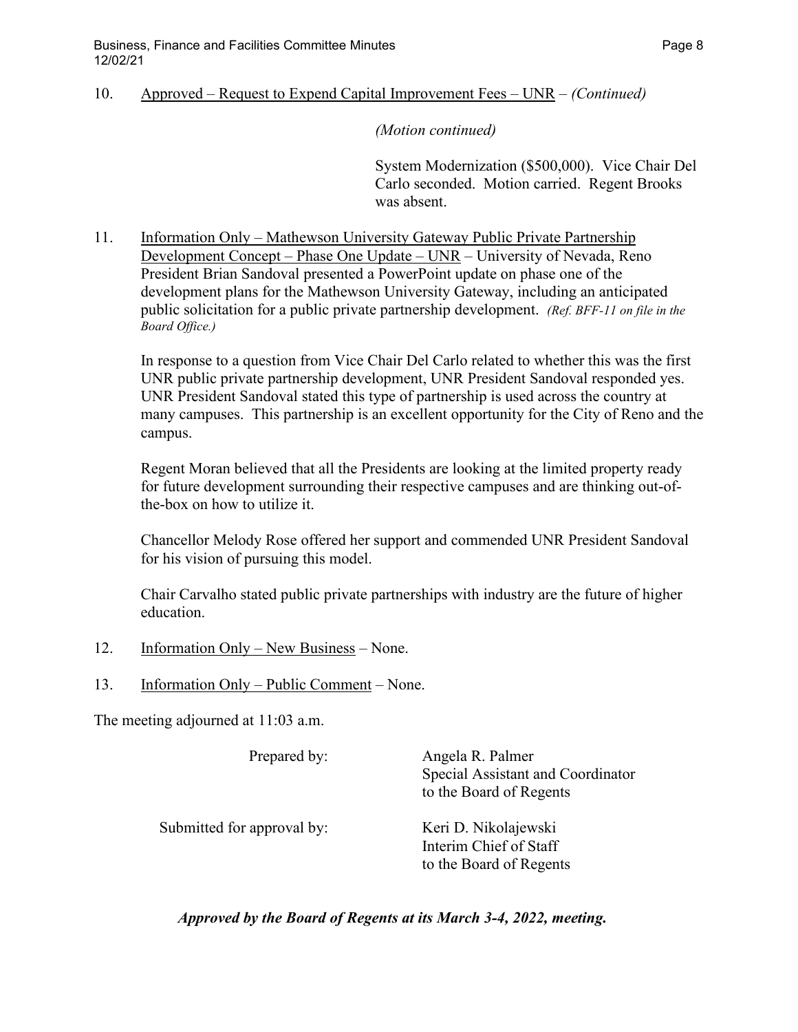10. Approved – Request to Expend Capital Improvement Fees – UNR – *(Continued)*

*(Motion continued)*

System Modernization ($500,000). Vice Chair Del Carlo seconded. Motion carried. Regent Brooks was absent.

11. Information Only – Mathewson University Gateway Public Private Partnership Development Concept – Phase One Update – UNR – University of Nevada, Reno President Brian Sandoval presented a PowerPoint update on phase one of the development plans for the Mathewson University Gateway, including an anticipated public solicitation for a public private partnership development. *(Ref. BFF-11 on file in the Board Office.)*

    In response to a question from Vice Chair Del Carlo related to whether this was the first UNR public private partnership development, UNR President Sandoval responded yes. UNR President Sandoval stated this type of partnership is used across the country at many campuses. This partnership is an excellent opportunity for the City of Reno and the campus.

    Regent Moran believed that all the Presidents are looking at the limited property ready for future development surrounding their respective campuses and are thinking out-of-the-box on how to utilize it.

    Chancellor Melody Rose offered her support and commended UNR President Sandoval for his vision of pursuing this model.

    Chair Carvalho stated public private partnerships with industry are the future of higher education.

12. Information Only – New Business – None.

13. Information Only – Public Comment – None.

The meeting adjourned at 11:03 a.m.

| | |
|---|---|
| Prepared by: | Angela R. Palmer<br>Special Assistant and Coordinator<br>to the Board of Regents |
| Submitted for approval by: | Keri D. Nikolajewski<br>Interim Chief of Staff<br>to the Board of Regents |

***Approved by the Board of Regents at its March 3-4, 2022, meeting.***